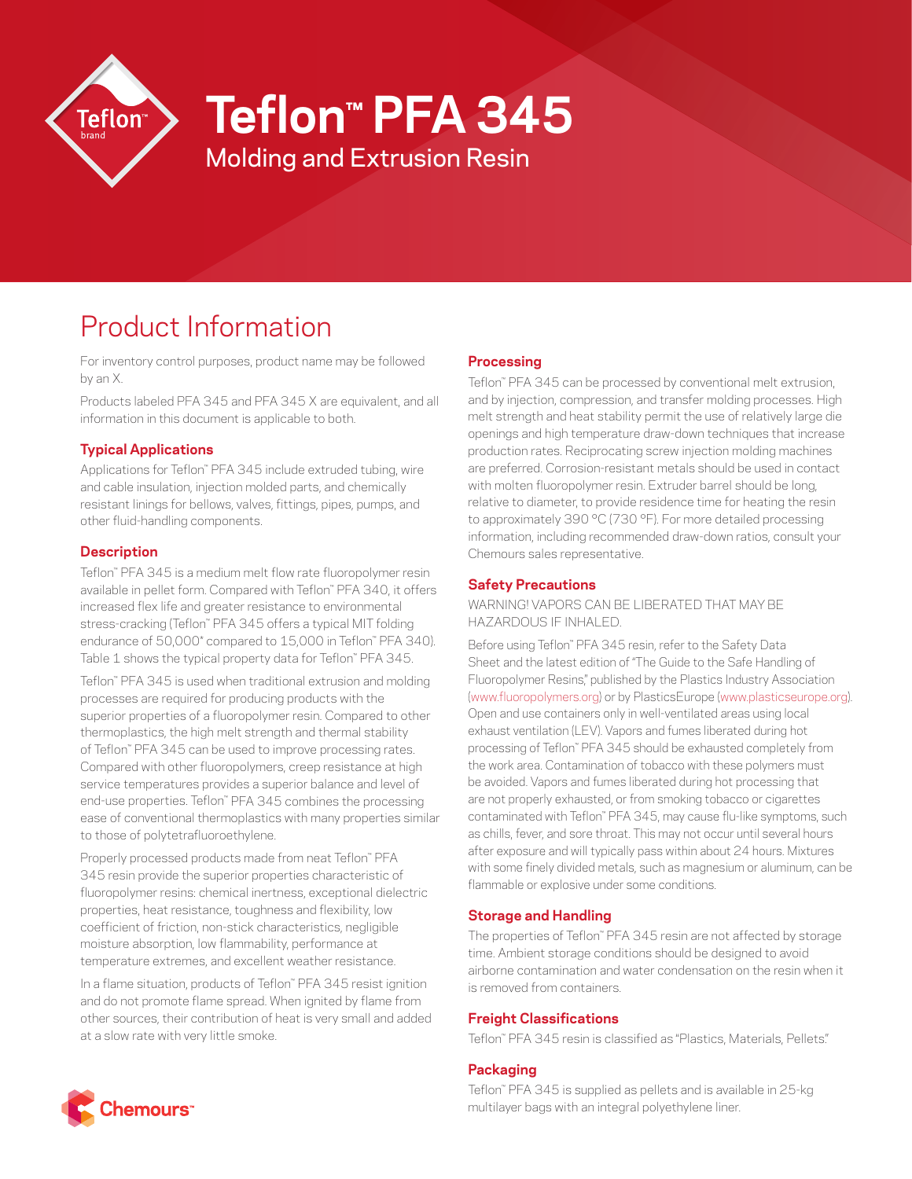# Teflon™ PFA 345

## Molding and Extrusion Resin

## Product Information

For inventory control purposes, product name may be followed by an X.

Products labeled PFA 345 and PFA 345 X are equivalent, and all information in this document is applicable to both.

### Typical Applications

Applications for Teflon™ PFA 345 include extruded tubing, wire and cable insulation, injection molded parts, and chemically resistant linings for bellows, valves, fittings, pipes, pumps, and other fluid-handling components.

### Description

Teflon™ PFA 345 is a medium melt flow rate fluoropolymer resin available in pellet form. Compared with Teflon™ PFA 340, it offers increased flex life and greater resistance to environmental stress-cracking (Teflon™ PFA 345 offers a typical MIT folding endurance of 50,000* compared to 15,000 in Teflon™ PFA 340). Table 1 shows the typical property data for Teflon™ PFA 345.

Teflon™ PFA 345 is used when traditional extrusion and molding processes are required for producing products with the superior properties of a fluoropolymer resin. Compared to other thermoplastics, the high melt strength and thermal stability of Teflon™ PFA 345 can be used to improve processing rates. Compared with other fluoropolymers, creep resistance at high service temperatures provides a superior balance and level of end-use properties. Teflon™ PFA 345 combines the processing ease of conventional thermoplastics with many properties similar to those of polytetrafluoroethylene.

Properly processed products made from neat Teflon™ PFA 345 resin provide the superior properties characteristic of fluoropolymer resins: chemical inertness, exceptional dielectric properties, heat resistance, toughness and flexibility, low coefficient of friction, non-stick characteristics, negligible moisture absorption, low flammability, performance at temperature extremes, and excellent weather resistance.

In a flame situation, products of Teflon™ PFA 345 resist ignition and do not promote flame spread. When ignited by flame from other sources, their contribution of heat is very small and added at a slow rate with very little smoke.

### Processing

Teflon™ PFA 345 can be processed by conventional melt extrusion, and by injection, compression, and transfer molding processes. High melt strength and heat stability permit the use of relatively large die openings and high temperature draw-down techniques that increase production rates. Reciprocating screw injection molding machines are preferred. Corrosion-resistant metals should be used in contact with molten fluoropolymer resin. Extruder barrel should be long, relative to diameter, to provide residence time for heating the resin to approximately 390 °C (730 °F). For more detailed processing information, including recommended draw-down ratios, consult your Chemours sales representative.

### Safety Precautions

WARNING! VAPORS CAN BE LIBERATED THAT MAY BE HAZARDOUS IF INHALED.

Before using Teflon™ PFA 345 resin, refer to the Safety Data Sheet and the latest edition of "The Guide to the Safe Handling of Fluoropolymer Resins," published by the Plastics Industry Association (www.fluoropolymers.org) or by PlasticsEurope (www.plasticseurope.org). Open and use containers only in well-ventilated areas using local exhaust ventilation (LEV). Vapors and fumes liberated during hot processing of Teflon™ PFA 345 should be exhausted completely from the work area. Contamination of tobacco with these polymers must be avoided. Vapors and fumes liberated during hot processing that are not properly exhausted, or from smoking tobacco or cigarettes contaminated with Teflon™ PFA 345, may cause flu-like symptoms, such as chills, fever, and sore throat. This may not occur until several hours after exposure and will typically pass within about 24 hours. Mixtures with some finely divided metals, such as magnesium or aluminum, can be flammable or explosive under some conditions.

### Storage and Handling

The properties of Teflon™ PFA 345 resin are not affected by storage time. Ambient storage conditions should be designed to avoid airborne contamination and water condensation on the resin when it is removed from containers.

### Freight Classifications

Teflon™ PFA 345 resin is classified as "Plastics, Materials, Pellets."

### Packaging

Teflon™ PFA 345 is supplied as pellets and is available in 25-kg multilayer bags with an integral polyethylene liner.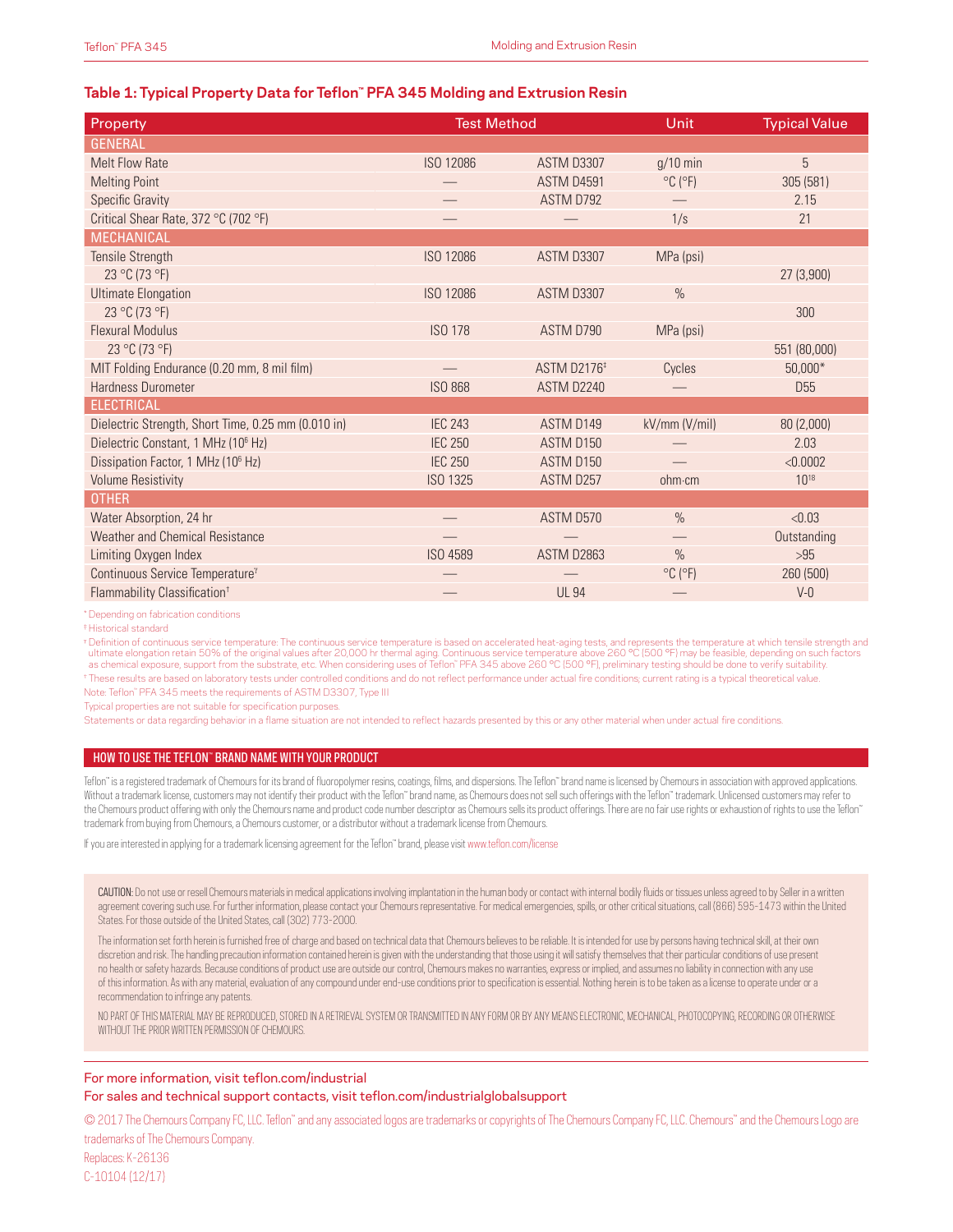## Table 1: Typical Property Data for Teflon™ PFA 345 Molding and Extrusion Resin

| Property | Test Method | | Unit | Typical Value |
|---|---|---|---|---|
| **GENERAL** | | | | |
| Melt Flow Rate | ISO 12086 | ASTM D3307 | g/10 min | 5 |
| Melting Point | — | ASTM D4591 | °C (°F) | 305 (581) |
| Specific Gravity | — | ASTM D792 | — | 2.15 |
| Critical Shear Rate, 372 °C (702 °F) | — | — | 1/s | 21 |
| **MECHANICAL** | | | | |
| Tensile Strength | ISO 12086 | ASTM D3307 | MPa (psi) | |
| 23 °C (73 °F) | | | | 27 (3,900) |
| Ultimate Elongation | ISO 12086 | ASTM D3307 | % | |
| 23 °C (73 °F) | | | | 300 |
| Flexural Modulus | ISO 178 | ASTM D790 | MPa (psi) | |
| 23 °C (73 °F) | | | | 551 (80,000) |
| MIT Folding Endurance (0.20 mm, 8 mil film) | — | ASTM D2176‡ | Cycles | 50,000* |
| Hardness Durometer | ISO 868 | ASTM D2240 | — | D55 |
| **ELECTRICAL** | | | | |
| Dielectric Strength, Short Time, 0.25 mm (0.010 in) | IEC 243 | ASTM D149 | kV/mm (V/mil) | 80 (2,000) |
| Dielectric Constant, 1 MHz ($10^6$ Hz) | IEC 250 | ASTM D150 | — | 2.03 |
| Dissipation Factor, 1 MHz ($10^6$ Hz) | IEC 250 | ASTM D150 | — | <0.0002 |
| Volume Resistivity | ISO 1325 | ASTM D257 | ohm·cm | $10^{18}$ |
| **OTHER** | | | | |
| Water Absorption, 24 hr | — | ASTM D570 | % | <0.03 |
| Weather and Chemical Resistance | — | — | — | Outstanding |
| Limiting Oxygen Index | ISO 4589 | ASTM D2863 | % | >95 |
| Continuous Service Temperature^γ | — | — | °C (°F) | 260 (500) |
| Flammability Classification† | — | UL 94 | — | V-0 |

\* Depending on fabrication conditions

‡ Historical standard

γ Definition of continuous service temperature: The continuous service temperature is based on accelerated heat-aging tests, and represents the temperature at which tensile strength and ultimate elongation retain 50% of the original values after 20,000 hr thermal aging. Continuous service temperature above 260 °C (500 °F) may be feasible, depending on such factors as chemical exposure, support from the substrate, etc. When considering uses of Teflon™ PFA 345 above 260 °C (500 °F), preliminary testing should be done to verify suitability.

† These results are based on laboratory tests under controlled conditions and do not reflect performance under actual fire conditions; current rating is a typical theoretical value.

Note: Teflon™ PFA 345 meets the requirements of ASTM D3307, Type III.

Typical properties are not suitable for specification purposes.

Statements or data regarding behavior in a flame situation are not intended to reflect hazards presented by this or any other material when under actual fire conditions.

## HOW TO USE THE TEFLON™ BRAND NAME WITH YOUR PRODUCT

Teflon™ is a registered trademark of Chemours for its brand of fluoropolymer resins, coatings, films, and dispersions. The Teflon™ brand name is licensed by Chemours in association with approved applications. Without a trademark license, customers may not identify their product with the Teflon™ brand name, as Chemours does not sell such offerings with the Teflon™ trademark. Unlicensed customers may refer to the Chemours product offering with only the Chemours name and product code number descriptor as Chemours sells its product offerings. There are no fair use rights or exhaustion of rights to use the Teflon™ trademark from buying from Chemours, a Chemours customer, or a distributor without a trademark license from Chemours.

If you are interested in applying for a trademark licensing agreement for the Teflon™ brand, please visit www.teflon.com/license

CAUTION: Do not use or resell Chemours materials in medical applications involving implantation in the human body or contact with internal bodily fluids or tissues unless agreed to by Seller in a written agreement covering such use. For further information, please contact your Chemours representative. For medical emergencies, spills, or other critical situations, call (866) 595-1473 within the United States. For those outside of the United States, call (302) 773-2000.

The information set forth herein is furnished free of charge and based on technical data that Chemours believes to be reliable. It is intended for use by persons having technical skill, at their own discretion and risk. The handling precaution information contained herein is given with the understanding that those using it will satisfy themselves that their particular conditions of use present no health or safety hazards. Because conditions of product use are outside our control, Chemours makes no warranties, express or implied, and assumes no liability in connection with any use of this information. As with any material, evaluation of any compound under end-use conditions prior to specification is essential. Nothing herein is to be taken as a license to operate under or a recommendation to infringe any patents.

NO PART OF THIS MATERIAL MAY BE REPRODUCED, STORED IN A RETRIEVAL SYSTEM OR TRANSMITTED IN ANY FORM OR BY ANY MEANS ELECTRONIC, MECHANICAL, PHOTOCOPYING, RECORDING OR OTHERWISE WITHOUT THE PRIOR WRITTEN PERMISSION OF CHEMOURS.

For more information, visit teflon.com/industrial
For sales and technical support contacts, visit teflon.com/industrialglobalsupport

© 2017 The Chemours Company FC, LLC. Teflon™ and any associated logos are trademarks or copyrights of The Chemours Company FC, LLC. Chemours™ and the Chemours Logo are trademarks of The Chemours Company.

Replaces: K-26136

C-10104 (12/17)